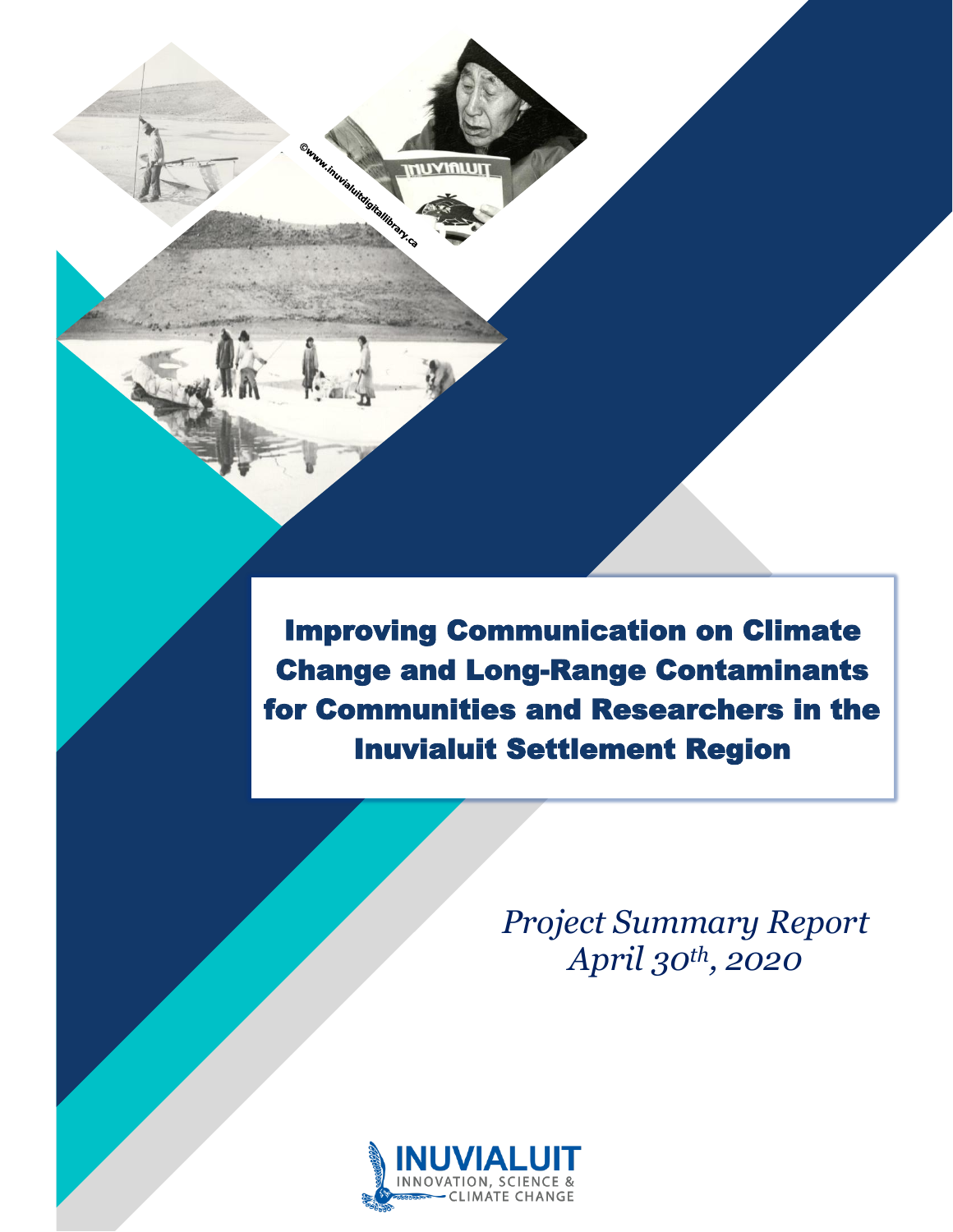# Improving Communication on Climate Change and Long-Range Contaminants for Communities and Researchers in the Inuvialuit Settlement Region

*Project Summary Report*
*April 30th, 2020*

©www.inuvialuitdigitallibrary.ca

INUVIALUIT
INNOVATION, SCIENCE & CLIMATE CHANGE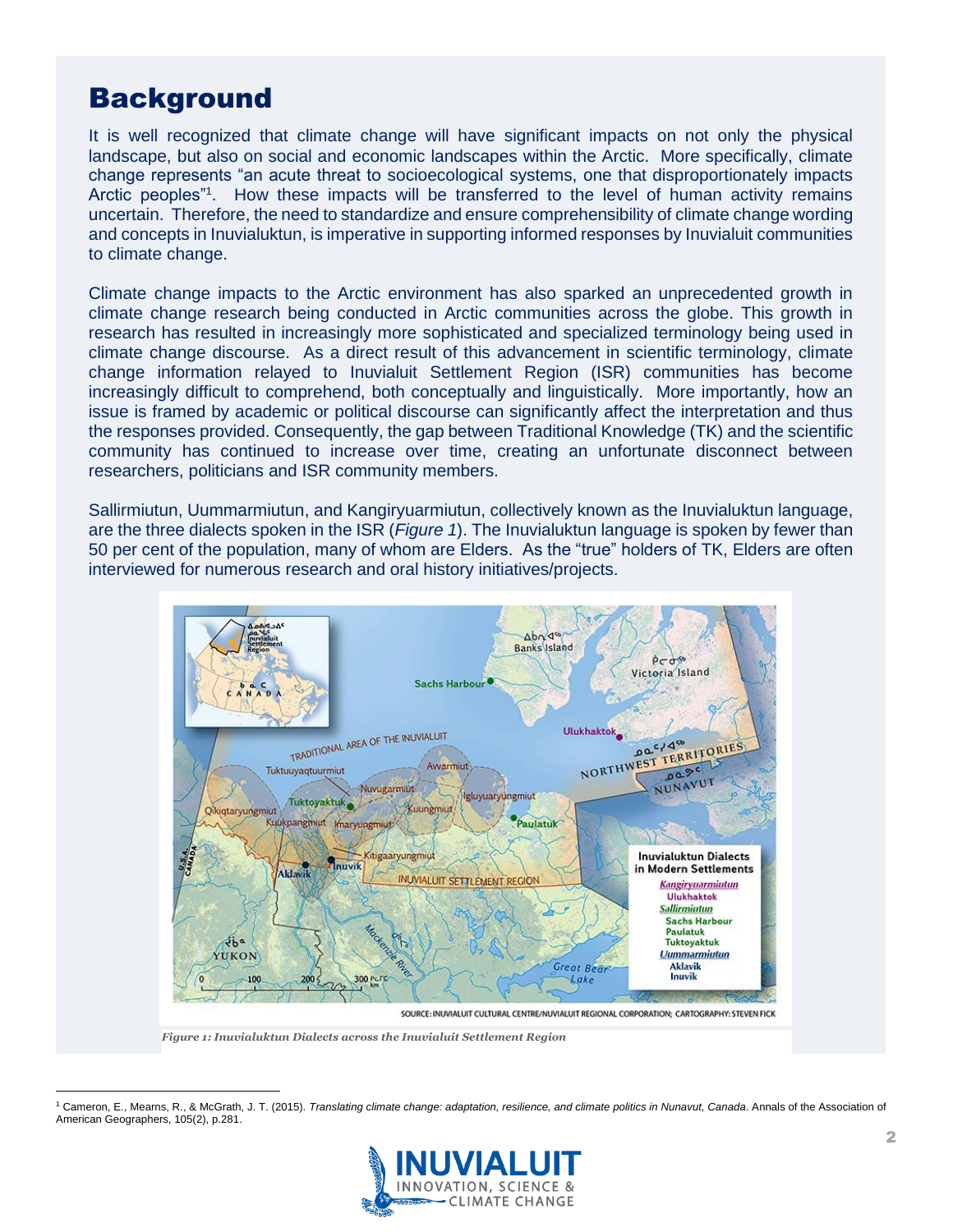# Background

It is well recognized that climate change will have significant impacts on not only the physical landscape, but also on social and economic landscapes within the Arctic. More specifically, climate change represents "an acute threat to socioecological systems, one that disproportionately impacts Arctic peoples"[1]. How these impacts will be transferred to the level of human activity remains uncertain. Therefore, the need to standardize and ensure comprehensibility of climate change wording and concepts in Inuvialuktun, is imperative in supporting informed responses by Inuvialuit communities to climate change.

Climate change impacts to the Arctic environment has also sparked an unprecedented growth in climate change research being conducted in Arctic communities across the globe. This growth in research has resulted in increasingly more sophisticated and specialized terminology being used in climate change discourse. As a direct result of this advancement in scientific terminology, climate change information relayed to Inuvialuit Settlement Region (ISR) communities has become increasingly difficult to comprehend, both conceptually and linguistically. More importantly, how an issue is framed by academic or political discourse can significantly affect the interpretation and thus the responses provided. Consequently, the gap between Traditional Knowledge (TK) and the scientific community has continued to increase over time, creating an unfortunate disconnect between researchers, politicians and ISR community members.

Sallirmiutun, Uummarmiutun, and Kangiryuarmiutun, collectively known as the Inuvialuktun language, are the three dialects spoken in the ISR (*Figure 1*). The Inuvialuktun language is spoken by fewer than 50 per cent of the population, many of whom are Elders. As the "true" holders of TK, Elders are often interviewed for numerous research and oral history initiatives/projects.

SOURCE: INUVIALUIT CULTURAL CENTRE/NUVIALUIT REGIONAL CORPORATION; CARTOGRAPHY: STEVEN FICK

*Figure 1: Inuvialuktun Dialects across the Inuvialuit Settlement Region*

[1] Cameron, E., Mearns, R., & McGrath, J. T. (2015). *Translating climate change: adaptation, resilience, and climate politics in Nunavut, Canada*. Annals of the Association of American Geographers, 105(2), p.281.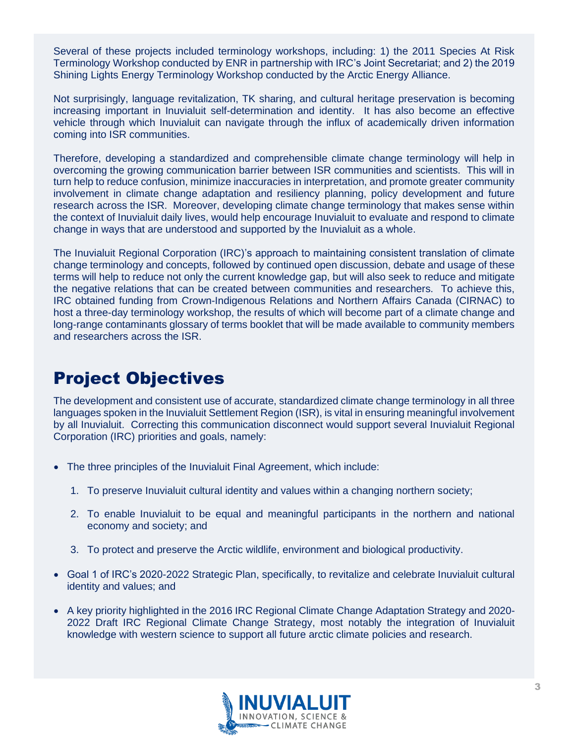Several of these projects included terminology workshops, including: 1) the 2011 Species At Risk Terminology Workshop conducted by ENR in partnership with IRC's Joint Secretariat; and 2) the 2019 Shining Lights Energy Terminology Workshop conducted by the Arctic Energy Alliance.

Not surprisingly, language revitalization, TK sharing, and cultural heritage preservation is becoming increasing important in Inuvialuit self-determination and identity. It has also become an effective vehicle through which Inuvialuit can navigate through the influx of academically driven information coming into ISR communities.

Therefore, developing a standardized and comprehensible climate change terminology will help in overcoming the growing communication barrier between ISR communities and scientists. This will in turn help to reduce confusion, minimize inaccuracies in interpretation, and promote greater community involvement in climate change adaptation and resiliency planning, policy development and future research across the ISR. Moreover, developing climate change terminology that makes sense within the context of Inuvialuit daily lives, would help encourage Inuvialuit to evaluate and respond to climate change in ways that are understood and supported by the Inuvialuit as a whole.

The Inuvialuit Regional Corporation (IRC)'s approach to maintaining consistent translation of climate change terminology and concepts, followed by continued open discussion, debate and usage of these terms will help to reduce not only the current knowledge gap, but will also seek to reduce and mitigate the negative relations that can be created between communities and researchers. To achieve this, IRC obtained funding from Crown-Indigenous Relations and Northern Affairs Canada (CIRNAC) to host a three-day terminology workshop, the results of which will become part of a climate change and long-range contaminants glossary of terms booklet that will be made available to community members and researchers across the ISR.

## Project Objectives

The development and consistent use of accurate, standardized climate change terminology in all three languages spoken in the Inuvialuit Settlement Region (ISR), is vital in ensuring meaningful involvement by all Inuvialuit. Correcting this communication disconnect would support several Inuvialuit Regional Corporation (IRC) priorities and goals, namely:

- The three principles of the Inuvialuit Final Agreement, which include:
  1. To preserve Inuvialuit cultural identity and values within a changing northern society;
  2. To enable Inuvialuit to be equal and meaningful participants in the northern and national economy and society; and
  3. To protect and preserve the Arctic wildlife, environment and biological productivity.
- Goal 1 of IRC's 2020-2022 Strategic Plan, specifically, to revitalize and celebrate Inuvialuit cultural identity and values; and
- A key priority highlighted in the 2016 IRC Regional Climate Change Adaptation Strategy and 2020-2022 Draft IRC Regional Climate Change Strategy, most notably the integration of Inuvialuit knowledge with western science to support all future arctic climate policies and research.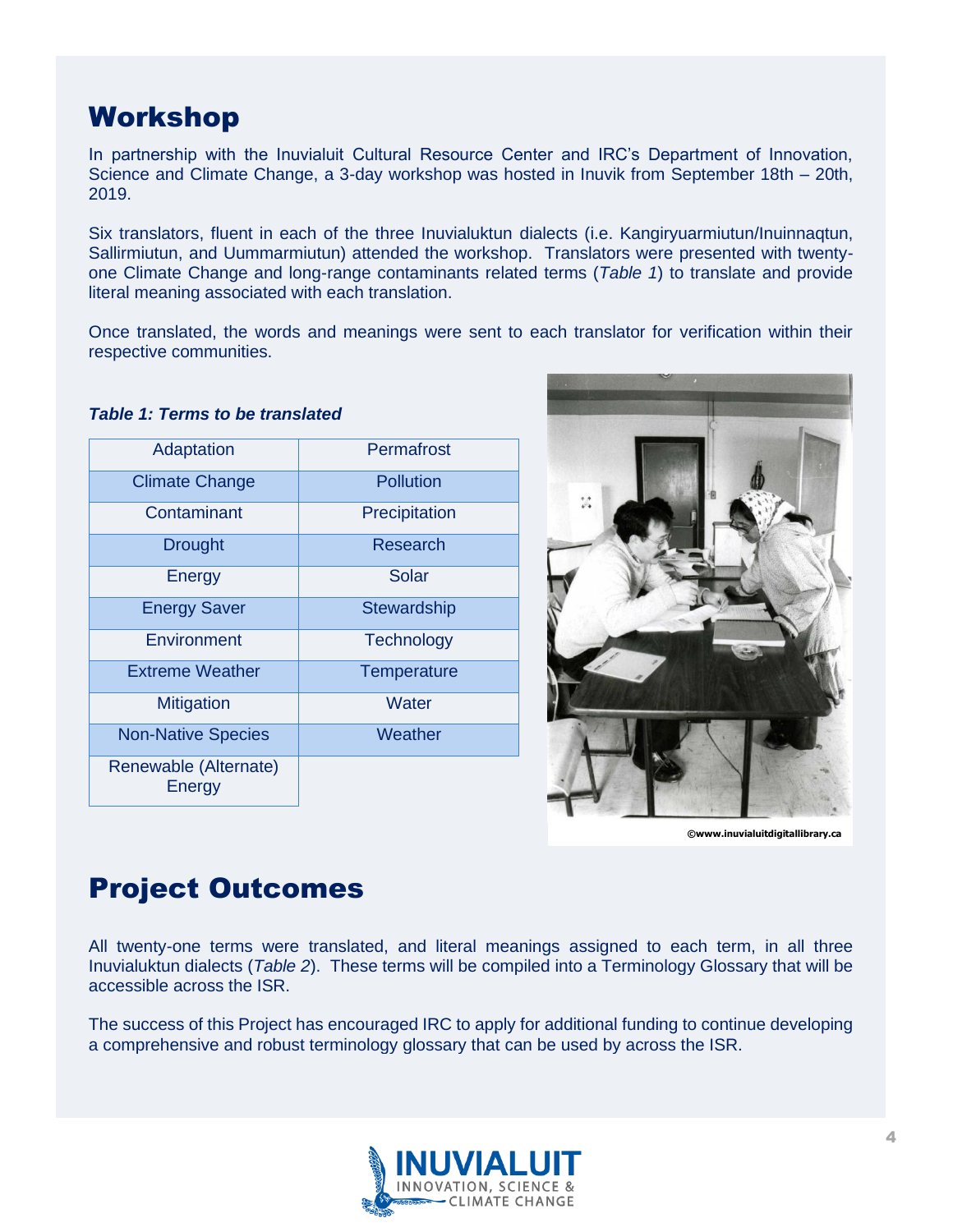## Workshop

In partnership with the Inuvialuit Cultural Resource Center and IRC's Department of Innovation, Science and Climate Change, a 3-day workshop was hosted in Inuvik from September 18th – 20th, 2019.

Six translators, fluent in each of the three Inuvialuktun dialects (i.e. Kangiryuarmiutun/Inuinnaqtun, Sallirmiutun, and Uummarmiutun) attended the workshop. Translators were presented with twenty-one Climate Change and long-range contaminants related terms (*Table 1*) to translate and provide literal meaning associated with each translation.

Once translated, the words and meanings were sent to each translator for verification within their respective communities.

***Table 1: Terms to be translated***

| | |
|---|---|
| Adaptation | Permafrost |
| Climate Change | Pollution |
| Contaminant | Precipitation |
| Drought | Research |
| Energy | Solar |
| Energy Saver | Stewardship |
| Environment | Technology |
| Extreme Weather | Temperature |
| Mitigation | Water |
| Non-Native Species | Weather |
| Renewable (Alternate) Energy | |

©www.inuvialuitdigitallibrary.ca

## Project Outcomes

All twenty-one terms were translated, and literal meanings assigned to each term, in all three Inuvialuktun dialects (*Table 2*). These terms will be compiled into a Terminology Glossary that will be accessible across the ISR.

The success of this Project has encouraged IRC to apply for additional funding to continue developing a comprehensive and robust terminology glossary that can be used by across the ISR.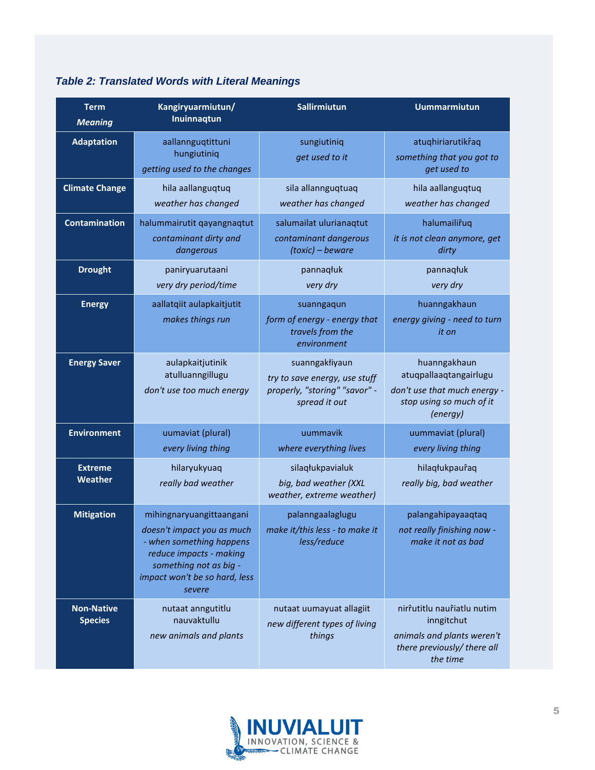### *Table 2: Translated Words with Literal Meanings*

| Term *Meaning* | Kangiryuarmiutun/ Inuinnaqtun | Sallirmiutun | Uummarmiutun |
|---|---|---|---|
| **Adaptation** | aallannguqtittuni hungiutiniq *getting used to the changes* | sungiutiniq *get used to it* | atuqhiriarutikr̂aq *something that you got to get used to* |
| **Climate Change** | hila aallanguqtuq *weather has changed* | sila allannguqtuaq *weather has changed* | hila aallanguqtuq *weather has changed* |
| **Contamination** | halummairutit qayangnaqtut *contaminant dirty and dangerous* | salumailat ulurianaqtut *contaminant dangerous (toxic) – beware* | halumailir̂uq *it is not clean anymore, get dirty* |
| **Drought** | paniryuarutaani *very dry period/time* | pannaqłuk *very dry* | pannaqłuk *very dry* |
| **Energy** | aallatqiit aulapkaitjutit *makes things run* | suanngaqun *form of energy - energy that travels from the environment* | huanngakhaun *energy giving - need to turn it on* |
| **Energy Saver** | aulapkaitjutinik atulluanngillugu *don't use too much energy* | suanngakłiyaun *try to save energy, use stuff properly, "storing" "savor" - spread it out* | huanngakhaun atuqpallaaqtangairlugu *don't use that much energy - stop using so much of it (energy)* |
| **Environment** | uumaviat (plural) *every living thing* | uummavik *where everything lives* | uummaviat (plural) *every living thing* |
| **Extreme Weather** | hilaryukyuaq *really bad weather* | silaqłukpavialuk *big, bad weather (XXL weather, extreme weather)* | hilaqłukpaur̂aq *really big, bad weather* |
| **Mitigation** | mihingnaryuangittaangani *doesn't impact you as much - when something happens reduce impacts - making something not as big - impact won't be so hard, less severe* | palanngaalaglugu *make it/this less - to make it less/reduce* | palangahipayaaqtaq *not really finishing now - make it not as bad* |
| **Non-Native Species** | nutaat anngutitlu nauvaktullu *new animals and plants* | nutaat uumayuat allagiit *new different types of living things* | nir̂utitlu naur̂iatlu nutim inngitchut *animals and plants weren't there previously/ there all the time* |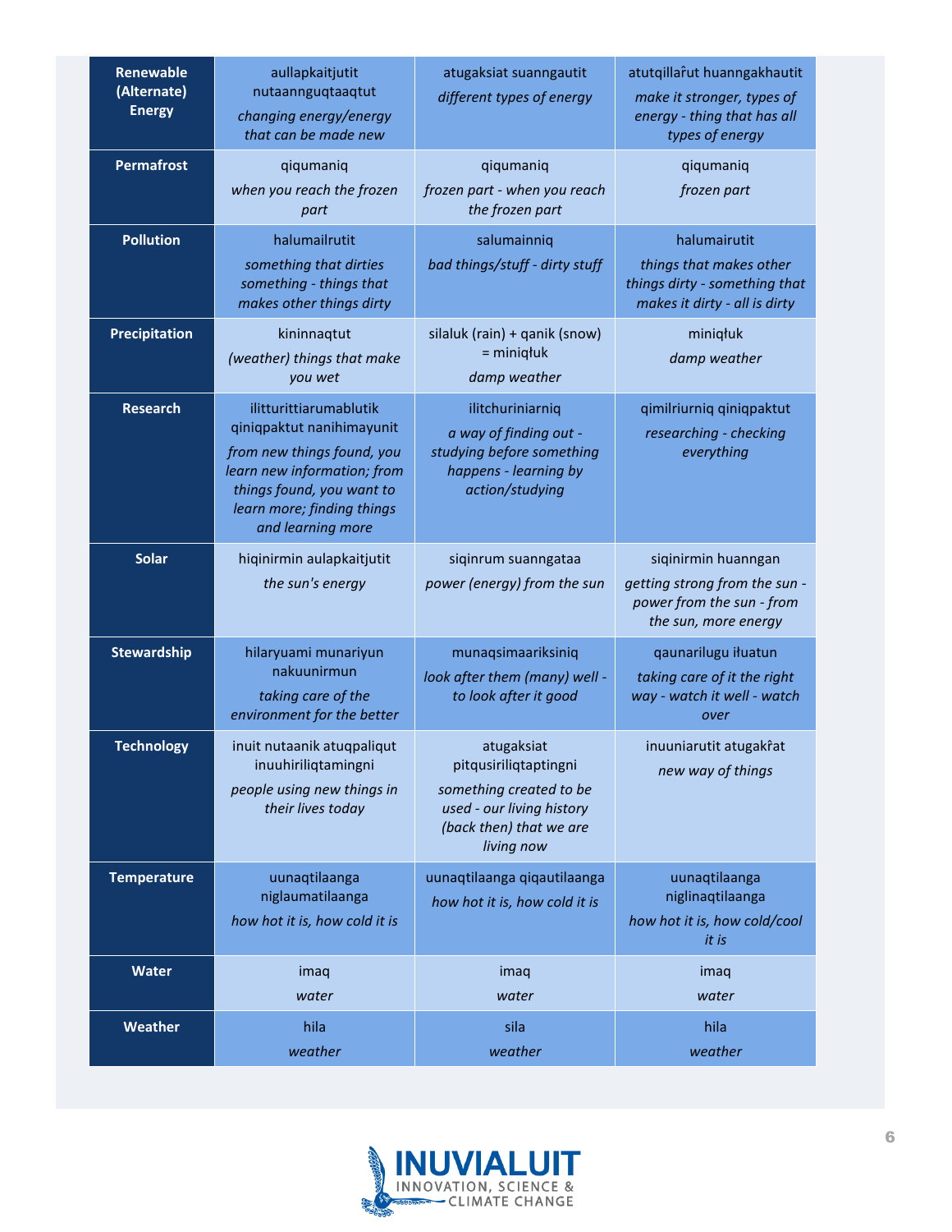| Renewable (Alternate) Energy | aullapkaitjutit nutaannguqtaaqtut<br>*changing energy/energy that can be made new* | atugaksiat suanngautit<br>*different types of energy* | atutqillaȓut huanngakhautit<br>*make it stronger, types of energy - thing that has all types of energy* |
|---|---|---|---|
| **Permafrost** | qiqumaniq<br>*when you reach the frozen part* | qiqumaniq<br>*frozen part - when you reach the frozen part* | qiqumaniq<br>*frozen part* |
| **Pollution** | halumailrutit<br>*something that dirties something - things that makes other things dirty* | salumainniq<br>*bad things/stuff - dirty stuff* | halumairutit<br>*things that makes other things dirty - something that makes it dirty - all is dirty* |
| **Precipitation** | kininnaqtut<br>*(weather) things that make you wet* | silaluk (rain) + qanik (snow) = miniqłuk<br>*damp weather* | miniqłuk<br>*damp weather* |
| **Research** | ilitturittiarumablutik qiniqpaktut nanihimayunit<br>*from new things found, you learn new information; from things found, you want to learn more; finding things and learning more* | ilitchuriniarniq<br>*a way of finding out - studying before something happens - learning by action/studying* | qimilriurniq qiniqpaktut<br>*researching - checking everything* |
| **Solar** | hiqinirmin aulapkaitjutit<br>*the sun's energy* | siqinrum suanngataa<br>*power (energy) from the sun* | siqinirmin huanngan<br>*getting strong from the sun - power from the sun - from the sun, more energy* |
| **Stewardship** | hilaryuami munariyun nakuunirmun<br>*taking care of the environment for the better* | munaqsimaariksiniq<br>*look after them (many) well - to look after it good* | qaunarilugu iłuatun<br>*taking care of it the right way - watch it well - watch over* |
| **Technology** | inuit nutaanik atuqpaliqut inuuhiriliqtamingni<br>*people using new things in their lives today* | atugaksiat pitqusiriliqtaptingni<br>*something created to be used - our living history (back then) that we are living now* | inuuniarutit atugakȓat<br>*new way of things* |
| **Temperature** | uunaqtilaanga niglaumatilaanga<br>*how hot it is, how cold it is* | uunaqtilaanga qiqautilaanga<br>*how hot it is, how cold it is* | uunaqtilaanga niglinaqtilaanga<br>*how hot it is, how cold/cool it is* |
| **Water** | imaq<br>*water* | imaq<br>*water* | imaq<br>*water* |
| **Weather** | hila<br>*weather* | sila<br>*weather* | hila<br>*weather* |

INUVIALUIT INNOVATION, SCIENCE & CLIMATE CHANGE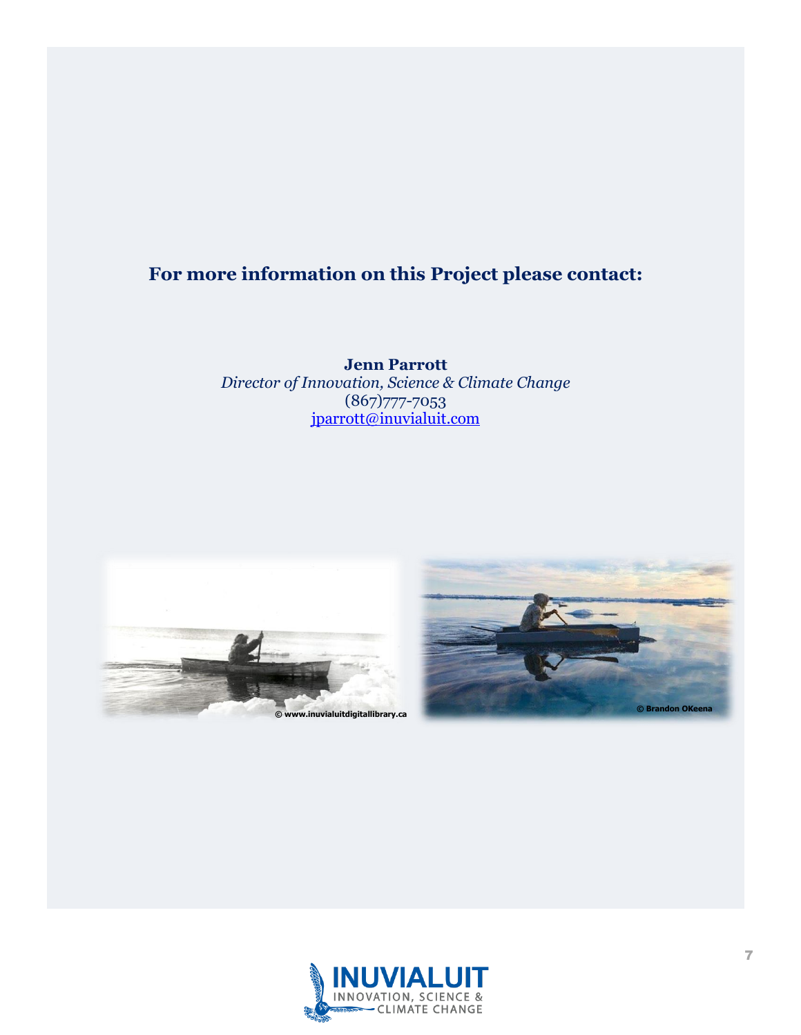**For more information on this Project please contact:**

**Jenn Parrott**
*Director of Innovation, Science & Climate Change*
(867)777-7053
jparrott@inuvialuit.com

© www.inuvialuitdigitallibrary.ca

© Brandon OKeena